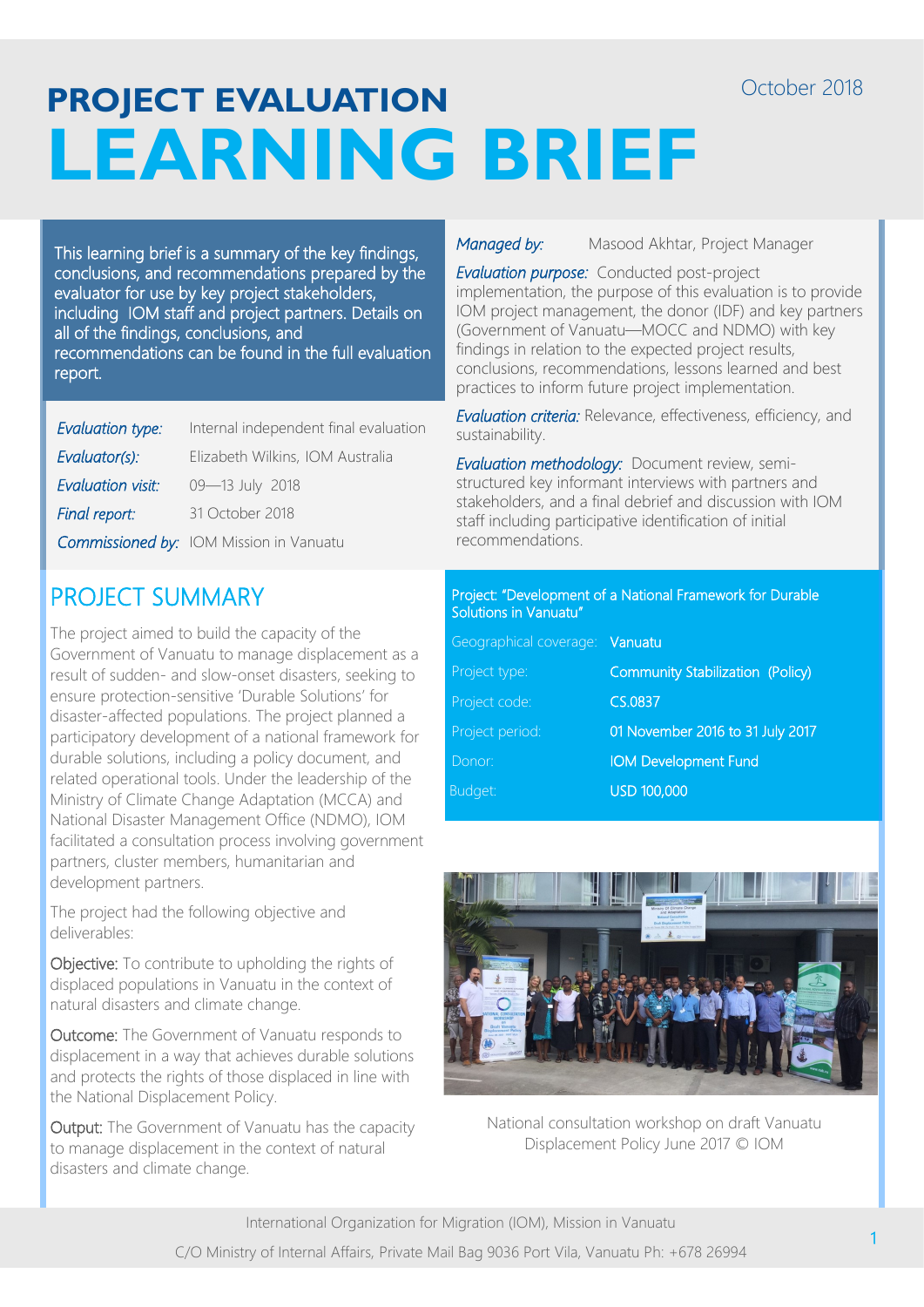# PROJECT EVALUATION
# LEARNING BRIEF

October 2018

This learning brief is a summary of the key findings, conclusions, and recommendations prepared by the evaluator for use by key project stakeholders, including IOM staff and project partners. Details on all of the findings, conclusions, and recommendations can be found in the full evaluation report.

| | |
|---|---|
| *Evaluation type:* | Internal independent final evaluation |
| *Evaluator(s):* | Elizabeth Wilkins, IOM Australia |
| *Evaluation visit:* | 09—13 July 2018 |
| *Final report:* | 31 October 2018 |
| *Commissioned by:* | IOM Mission in Vanuatu |

*Managed by:* Masood Akhtar, Project Manager

*Evaluation purpose:* Conducted post-project implementation, the purpose of this evaluation is to provide IOM project management, the donor (IDF) and key partners (Government of Vanuatu—MOCC and NDMO) with key findings in relation to the expected project results, conclusions, recommendations, lessons learned and best practices to inform future project implementation.

*Evaluation criteria:* Relevance, effectiveness, efficiency, and sustainability.

*Evaluation methodology:* Document review, semi-structured key informant interviews with partners and stakeholders, and a final debrief and discussion with IOM staff including participative identification of initial recommendations.

## PROJECT SUMMARY

The project aimed to build the capacity of the Government of Vanuatu to manage displacement as a result of sudden- and slow-onset disasters, seeking to ensure protection-sensitive 'Durable Solutions' for disaster-affected populations. The project planned a participatory development of a national framework for durable solutions, including a policy document, and related operational tools. Under the leadership of the Ministry of Climate Change Adaptation (MCCA) and National Disaster Management Office (NDMO), IOM facilitated a consultation process involving government partners, cluster members, humanitarian and development partners.

The project had the following objective and deliverables:

Objective: To contribute to upholding the rights of displaced populations in Vanuatu in the context of natural disasters and climate change.

Outcome: The Government of Vanuatu responds to displacement in a way that achieves durable solutions and protects the rights of those displaced in line with the National Displacement Policy.

Output: The Government of Vanuatu has the capacity to manage displacement in the context of natural disasters and climate change.

**Project: "Development of a National Framework for Durable Solutions in Vanuatu"**

| | |
|---|---|
| Geographical coverage: | Vanuatu |
| Project type: | Community Stabilization (Policy) |
| Project code: | CS.0837 |
| Project period: | 01 November 2016 to 31 July 2017 |
| Donor: | IOM Development Fund |
| Budget: | USD 100,000 |

National consultation workshop on draft Vanuatu Displacement Policy June 2017 © IOM

International Organization for Migration (IOM), Mission in Vanuatu

C/O Ministry of Internal Affairs, Private Mail Bag 9036 Port Vila, Vanuatu Ph: +678 26994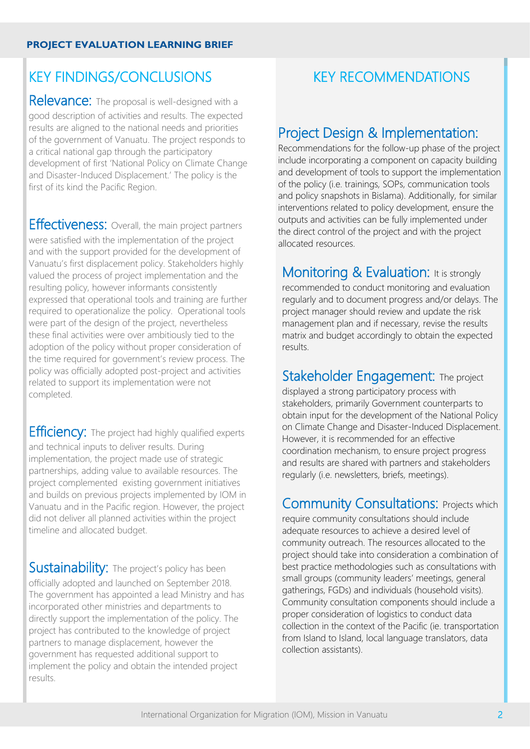## KEY FINDINGS/CONCLUSIONS

**Relevance:** The proposal is well-designed with a good description of activities and results. The expected results are aligned to the national needs and priorities of the government of Vanuatu. The project responds to a critical national gap through the participatory development of first 'National Policy on Climate Change and Disaster-Induced Displacement.' The policy is the first of its kind the Pacific Region.

**Effectiveness:** Overall, the main project partners were satisfied with the implementation of the project and with the support provided for the development of Vanuatu's first displacement policy. Stakeholders highly valued the process of project implementation and the resulting policy, however informants consistently expressed that operational tools and training are further required to operationalize the policy. Operational tools were part of the design of the project, nevertheless these final activities were over ambitiously tied to the adoption of the policy without proper consideration of the time required for government's review process. The policy was officially adopted post-project and activities related to support its implementation were not completed.

**Efficiency:** The project had highly qualified experts and technical inputs to deliver results. During implementation, the project made use of strategic partnerships, adding value to available resources. The project complemented existing government initiatives and builds on previous projects implemented by IOM in Vanuatu and in the Pacific region. However, the project did not deliver all planned activities within the project timeline and allocated budget.

**Sustainability:** The project's policy has been officially adopted and launched on September 2018. The government has appointed a lead Ministry and has incorporated other ministries and departments to directly support the implementation of the policy. The project has contributed to the knowledge of project partners to manage displacement, however the government has requested additional support to implement the policy and obtain the intended project results.

## KEY RECOMMENDATIONS

### Project Design & Implementation:

Recommendations for the follow-up phase of the project include incorporating a component on capacity building and development of tools to support the implementation of the policy (i.e. trainings, SOPs, communication tools and policy snapshots in Bislama). Additionally, for similar interventions related to policy development, ensure the outputs and activities can be fully implemented under the direct control of the project and with the project allocated resources.

**Monitoring & Evaluation:** It is strongly recommended to conduct monitoring and evaluation regularly and to document progress and/or delays. The project manager should review and update the risk management plan and if necessary, revise the results matrix and budget accordingly to obtain the expected results.

**Stakeholder Engagement:** The project displayed a strong participatory process with stakeholders, primarily Government counterparts to obtain input for the development of the National Policy on Climate Change and Disaster-Induced Displacement. However, it is recommended for an effective coordination mechanism, to ensure project progress and results are shared with partners and stakeholders regularly (i.e. newsletters, briefs, meetings).

**Community Consultations:** Projects which require community consultations should include adequate resources to achieve a desired level of community outreach. The resources allocated to the project should take into consideration a combination of best practice methodologies such as consultations with small groups (community leaders' meetings, general gatherings, FGDs) and individuals (household visits). Community consultation components should include a proper consideration of logistics to conduct data collection in the context of the Pacific (ie. transportation from Island to Island, local language translators, data collection assistants).